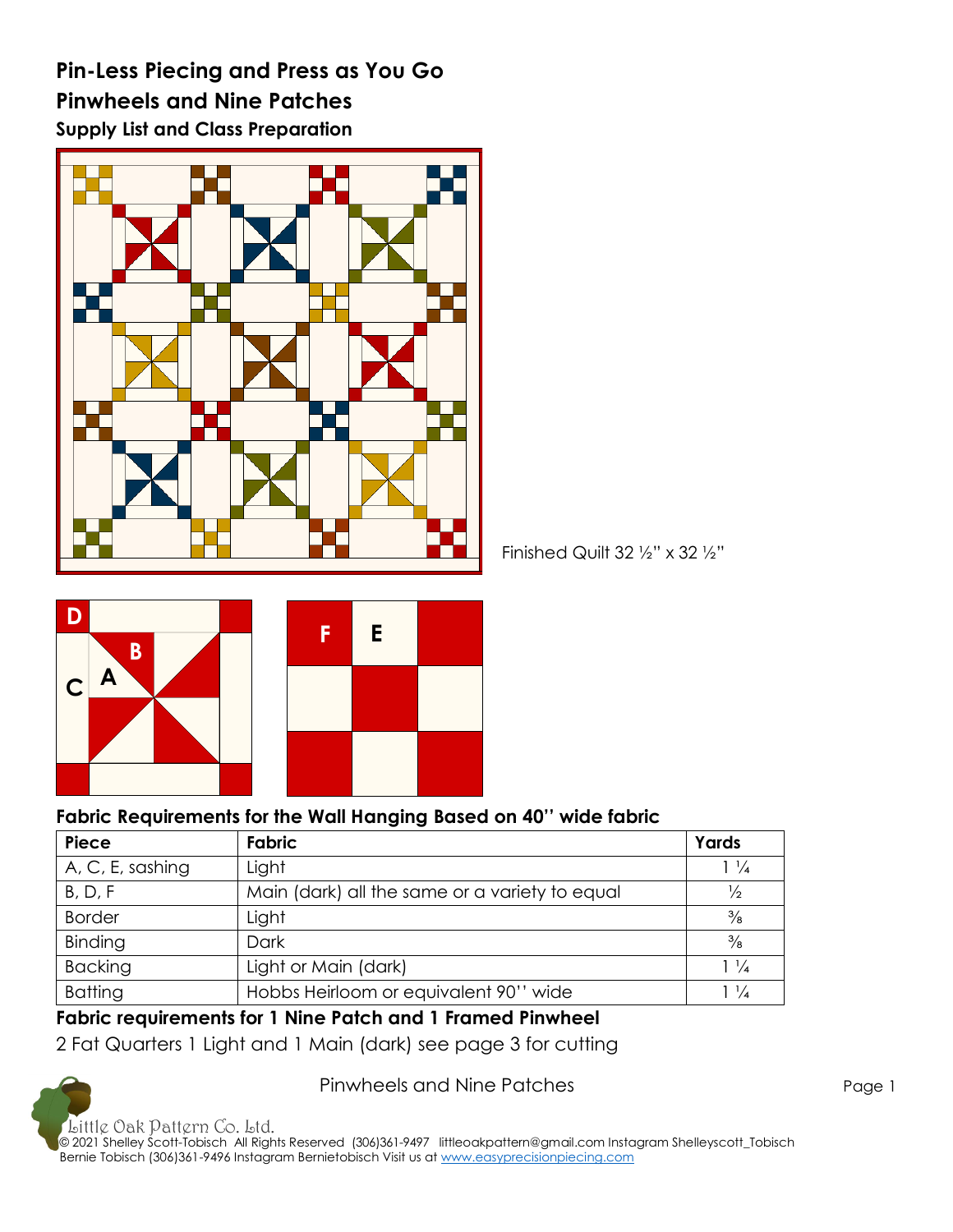# Pin-Less Piecing and Press as You Go

## Pinwheels and Nine Patches

### Supply List and Class Preparation

Finished Quilt 32 ½" x 32 ½"

D B C A F E

### Fabric Requirements for the Wall Hanging Based on 40" wide fabric

| Piece | Fabric | Yards |
|---|---|---|
| A, C, E, sashing | Light | 1 ¼ |
| B, D, F | Main (dark) all the same or a variety to equal | ½ |
| Border | Light | ⅜ |
| Binding | Dark | ⅜ |
| Backing | Light or Main (dark) | 1 ¼ |
| Batting | Hobbs Heirloom or equivalent 90" wide | 1 ¼ |

### Fabric requirements for 1 Nine Patch and 1 Framed Pinwheel

2 Fat Quarters 1 Light and 1 Main (dark) see page 3 for cutting

Little Oak Pattern Co. Ltd.
© 2021 Shelley Scott-Tobisch All Rights Reserved (306)361-9497 littleoakpattern@gmail.com Instagram Shelleyscott_Tobisch
Bernie Tobisch (306)361-9496 Instagram Bernietobisch Visit us at www.easyprecisionpiecing.com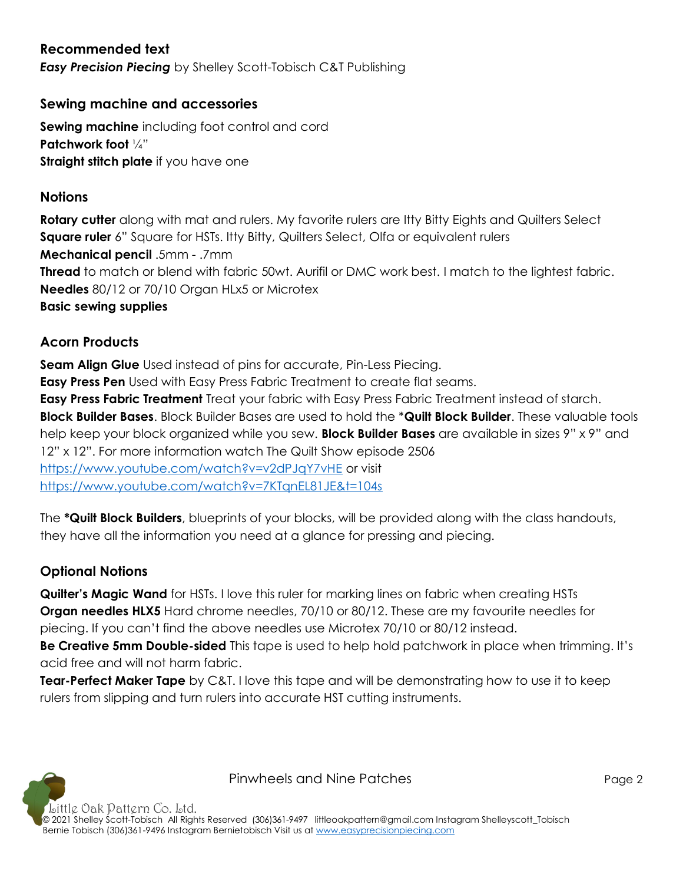## Recommended text

***Easy Precision Piecing*** by Shelley Scott-Tobisch C&T Publishing

## Sewing machine and accessories

**Sewing machine** including foot control and cord
**Patchwork foot** ¼"
**Straight stitch plate** if you have one

## Notions

**Rotary cutter** along with mat and rulers. My favorite rulers are Itty Bitty Eights and Quilters Select
**Square ruler** 6" Square for HSTs. Itty Bitty, Quilters Select, Olfa or equivalent rulers
**Mechanical pencil** .5mm - .7mm
**Thread** to match or blend with fabric 50wt. Aurifil or DMC work best. I match to the lightest fabric.
**Needles** 80/12 or 70/10 Organ HLx5 or Microtex
**Basic sewing supplies**

## Acorn Products

**Seam Align Glue** Used instead of pins for accurate, Pin-Less Piecing.
**Easy Press Pen** Used with Easy Press Fabric Treatment to create flat seams.
**Easy Press Fabric Treatment** Treat your fabric with Easy Press Fabric Treatment instead of starch.
**Block Builder Bases**. Block Builder Bases are used to hold the ***Quilt Block Builder**. These valuable tools help keep your block organized while you sew. **Block Builder Bases** are available in sizes 9" x 9" and 12" x 12". For more information watch The Quilt Show episode 2506 https://www.youtube.com/watch?v=v2dPJqY7vHE or visit https://www.youtube.com/watch?v=7KTqnEL81JE&t=104s

The ***Quilt Block Builders**, blueprints of your blocks, will be provided along with the class handouts, they have all the information you need at a glance for pressing and piecing.

## Optional Notions

**Quilter's Magic Wand** for HSTs. I love this ruler for marking lines on fabric when creating HSTs
**Organ needles HLX5** Hard chrome needles, 70/10 or 80/12. These are my favourite needles for piecing. If you can't find the above needles use Microtex 70/10 or 80/12 instead.
**Be Creative 5mm Double-sided** This tape is used to help hold patchwork in place when trimming. It's acid free and will not harm fabric.
**Tear-Perfect Maker Tape** by C&T. I love this tape and will be demonstrating how to use it to keep rulers from slipping and turn rulers into accurate HST cutting instruments.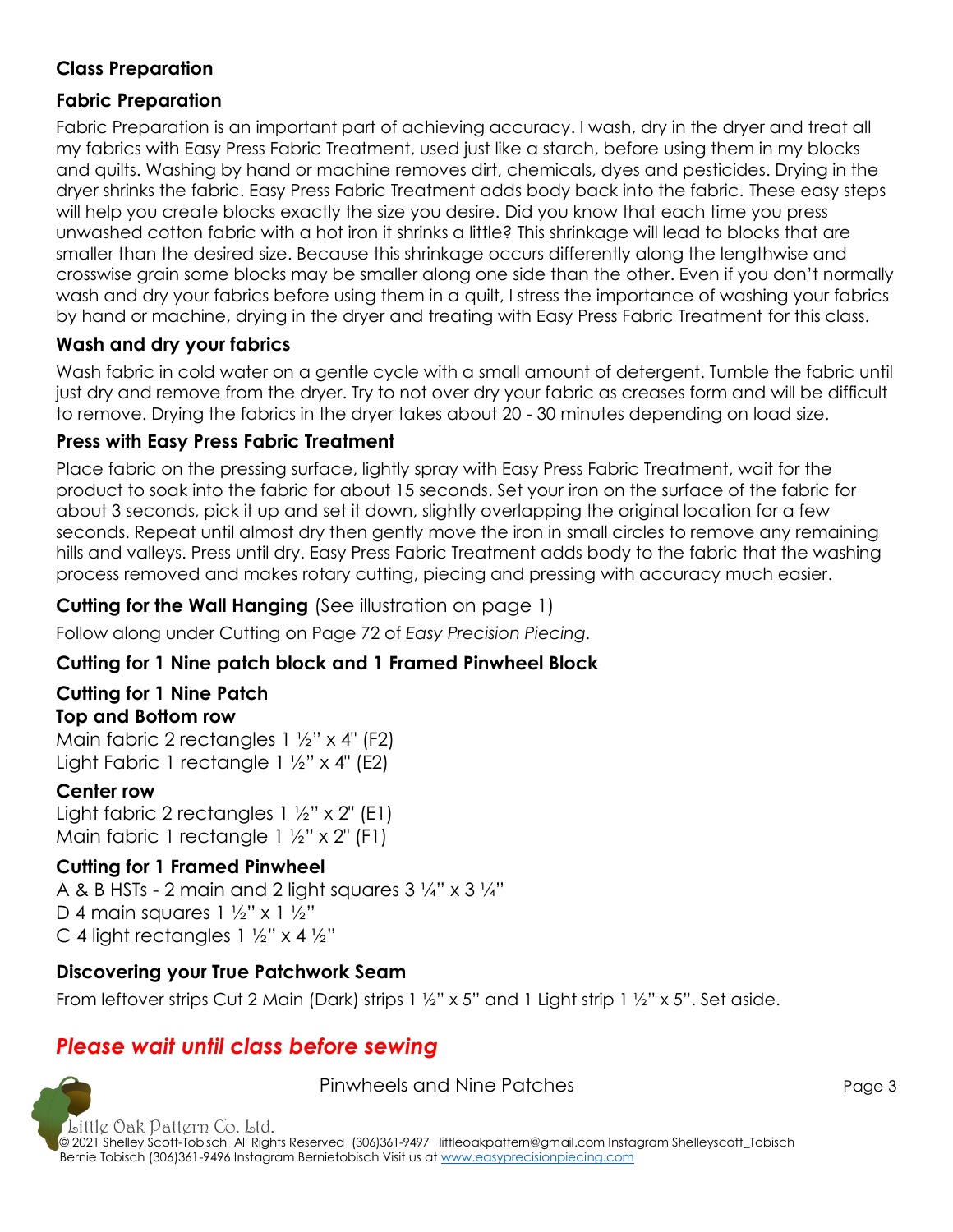## Class Preparation

### Fabric Preparation

Fabric Preparation is an important part of achieving accuracy. I wash, dry in the dryer and treat all my fabrics with Easy Press Fabric Treatment, used just like a starch, before using them in my blocks and quilts. Washing by hand or machine removes dirt, chemicals, dyes and pesticides. Drying in the dryer shrinks the fabric. Easy Press Fabric Treatment adds body back into the fabric. These easy steps will help you create blocks exactly the size you desire. Did you know that each time you press unwashed cotton fabric with a hot iron it shrinks a little? This shrinkage will lead to blocks that are smaller than the desired size. Because this shrinkage occurs differently along the lengthwise and crosswise grain some blocks may be smaller along one side than the other. Even if you don't normally wash and dry your fabrics before using them in a quilt, I stress the importance of washing your fabrics by hand or machine, drying in the dryer and treating with Easy Press Fabric Treatment for this class.

### Wash and dry your fabrics

Wash fabric in cold water on a gentle cycle with a small amount of detergent. Tumble the fabric until just dry and remove from the dryer. Try to not over dry your fabric as creases form and will be difficult to remove. Drying the fabrics in the dryer takes about 20 - 30 minutes depending on load size.

### Press with Easy Press Fabric Treatment

Place fabric on the pressing surface, lightly spray with Easy Press Fabric Treatment, wait for the product to soak into the fabric for about 15 seconds. Set your iron on the surface of the fabric for about 3 seconds, pick it up and set it down, slightly overlapping the original location for a few seconds. Repeat until almost dry then gently move the iron in small circles to remove any remaining hills and valleys. Press until dry. Easy Press Fabric Treatment adds body to the fabric that the washing process removed and makes rotary cutting, piecing and pressing with accuracy much easier.

### Cutting for the Wall Hanging (See illustration on page 1)

Follow along under Cutting on Page 72 of *Easy Precision Piecing*.

### Cutting for 1 Nine patch block and 1 Framed Pinwheel Block

### Cutting for 1 Nine Patch

**Top and Bottom row**

Main fabric 2 rectangles 1 ½" x 4" (F2)
Light Fabric 1 rectangle 1 ½" x 4" (E2)

**Center row**

Light fabric 2 rectangles 1 ½" x 2" (E1)
Main fabric 1 rectangle 1 ½" x 2" (F1)

### Cutting for 1 Framed Pinwheel

A & B HSTs - 2 main and 2 light squares 3 ¼" x 3 ¼"
D 4 main squares 1 ½" x 1 ½"
C 4 light rectangles 1 ½" x 4 ½"

### Discovering your True Patchwork Seam

From leftover strips Cut 2 Main (Dark) strips 1 ½" x 5" and 1 Light strip 1 ½" x 5". Set aside.

## *Please wait until class before sewing*

Little Oak Pattern Co. Ltd.
© 2021 Shelley Scott-Tobisch All Rights Reserved (306)361-9497 littleoakpattern@gmail.com Instagram Shelleyscott_Tobisch
Bernie Tobisch (306)361-9496 Instagram Bernietobisch Visit us at www.easyprecisionpiecing.com